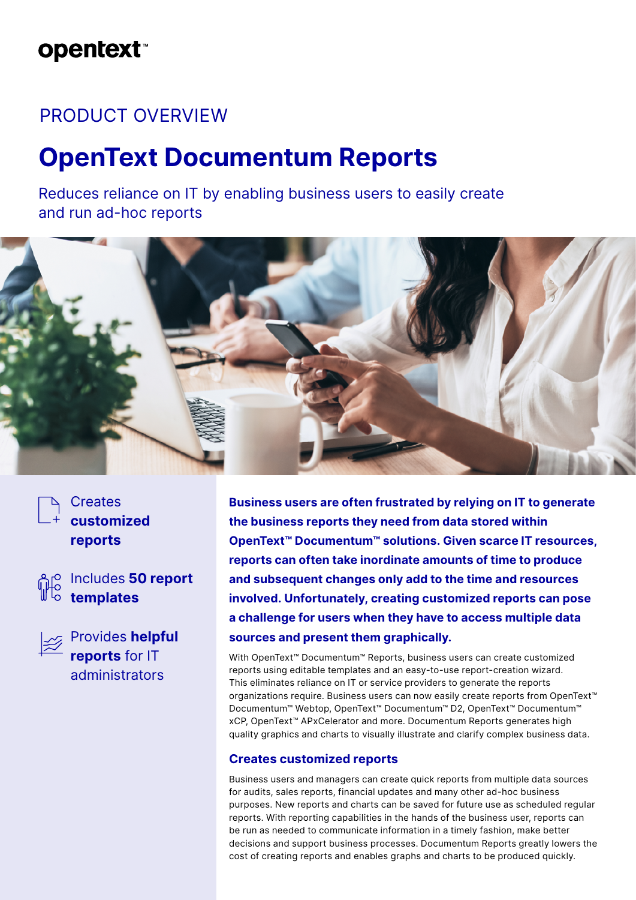opentext™

PRODUCT OVERVIEW

# OpenText Documentum Reports

Reduces reliance on IT by enabling business users to easily create and run ad-hoc reports

- Creates **customized reports**
- Includes **50 report templates**
- Provides **helpful reports** for IT administrators

**Business users are often frustrated by relying on IT to generate the business reports they need from data stored within OpenText™ Documentum™ solutions. Given scarce IT resources, reports can often take inordinate amounts of time to produce and subsequent changes only add to the time and resources involved. Unfortunately, creating customized reports can pose a challenge for users when they have to access multiple data sources and present them graphically.**

With OpenText™ Documentum™ Reports, business users can create customized reports using editable templates and an easy-to-use report-creation wizard. This eliminates reliance on IT or service providers to generate the reports organizations require. Business users can now easily create reports from OpenText™ Documentum™ Webtop, OpenText™ Documentum™ D2, OpenText™ Documentum™ xCP, OpenText™ APxCelerator and more. Documentum Reports generates high quality graphics and charts to visually illustrate and clarify complex business data.

## Creates customized reports

Business users and managers can create quick reports from multiple data sources for audits, sales reports, financial updates and many other ad-hoc business purposes. New reports and charts can be saved for future use as scheduled regular reports. With reporting capabilities in the hands of the business user, reports can be run as needed to communicate information in a timely fashion, make better decisions and support business processes. Documentum Reports greatly lowers the cost of creating reports and enables graphs and charts to be produced quickly.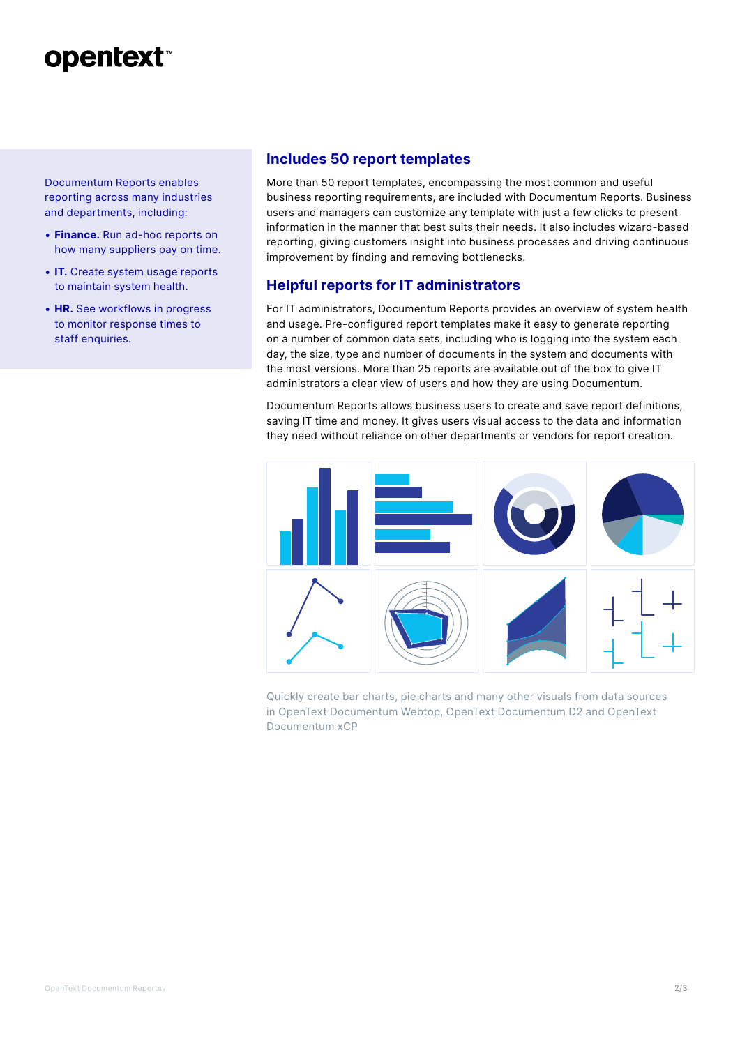Documentum Reports enables reporting across many industries and departments, including:

- **Finance.** Run ad-hoc reports on how many suppliers pay on time.
- **IT.** Create system usage reports to maintain system health.
- **HR.** See workflows in progress to monitor response times to staff enquiries.

## Includes 50 report templates

More than 50 report templates, encompassing the most common and useful business reporting requirements, are included with Documentum Reports. Business users and managers can customize any template with just a few clicks to present information in the manner that best suits their needs. It also includes wizard-based reporting, giving customers insight into business processes and driving continuous improvement by finding and removing bottlenecks.

## Helpful reports for IT administrators

For IT administrators, Documentum Reports provides an overview of system health and usage. Pre-configured report templates make it easy to generate reporting on a number of common data sets, including who is logging into the system each day, the size, type and number of documents in the system and documents with the most versions. More than 25 reports are available out of the box to give IT administrators a clear view of users and how they are using Documentum.

Documentum Reports allows business users to create and save report definitions, saving IT time and money. It gives users visual access to the data and information they need without reliance on other departments or vendors for report creation.

Quickly create bar charts, pie charts and many other visuals from data sources in OpenText Documentum Webtop, OpenText Documentum D2 and OpenText Documentum xCP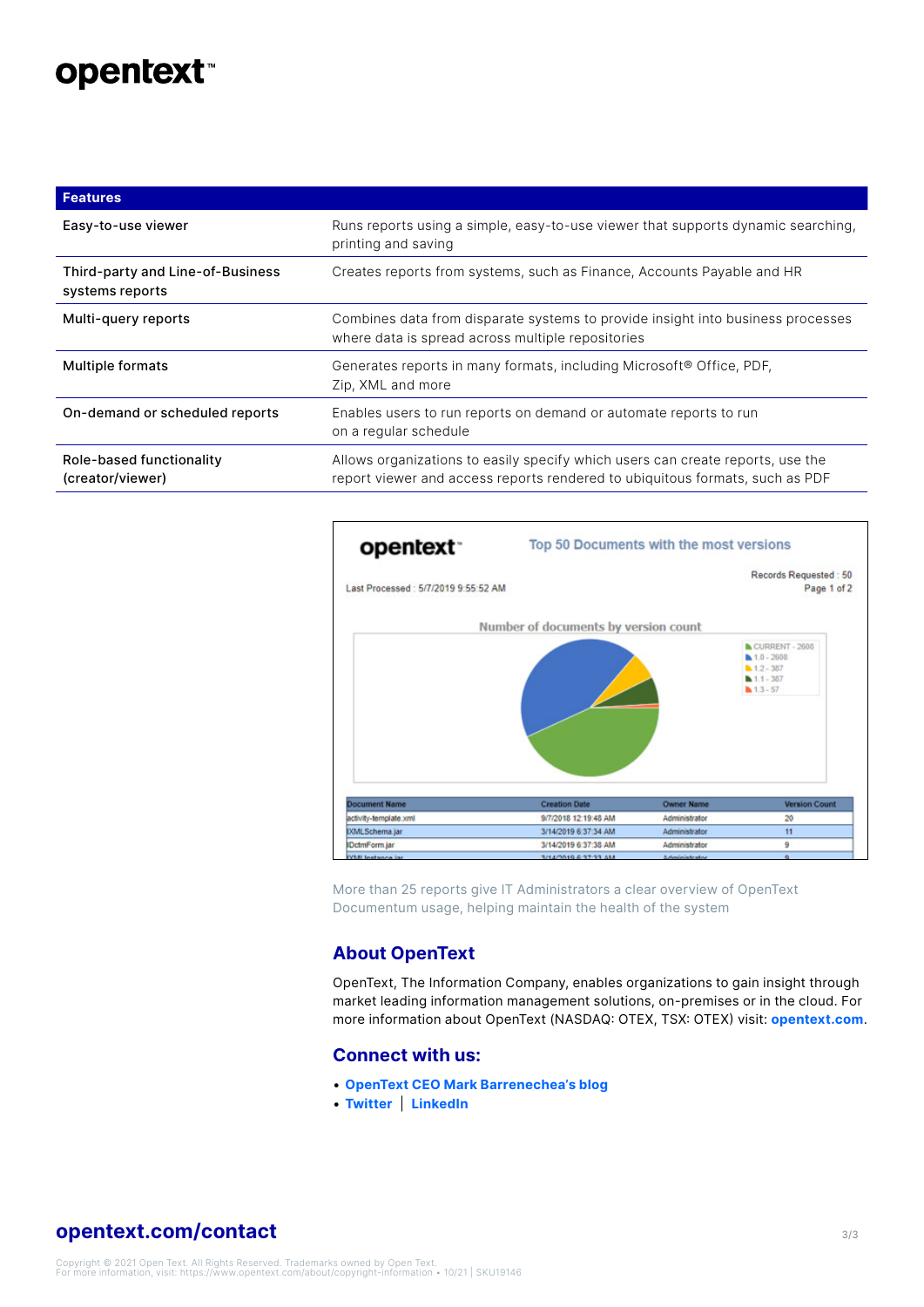| Features | |
|---|---|
| Easy-to-use viewer | Runs reports using a simple, easy-to-use viewer that supports dynamic searching, printing and saving |
| Third-party and Line-of-Business systems reports | Creates reports from systems, such as Finance, Accounts Payable and HR |
| Multi-query reports | Combines data from disparate systems to provide insight into business processes where data is spread across multiple repositories |
| Multiple formats | Generates reports in many formats, including Microsoft® Office, PDF, Zip, XML and more |
| On-demand or scheduled reports | Enables users to run reports on demand or automate reports to run on a regular schedule |
| Role-based functionality (creator/viewer) | Allows organizations to easily specify which users can create reports, use the report viewer and access reports rendered to ubiquitous formats, such as PDF |

opentext
Top 50 Documents with the most versions
Last Processed : 5/7/2019 9:55:52 AM
Records Requested : 50
Page 1 of 2

Number of documents by version count
CURRENT - 2608
1.0 - 2608
1.2 - 387
1.1 - 387
1.3 - 57

| Document Name | Creation Date | Owner Name | Version Count |
|---|---|---|---|
| activity-template.xml | 9/7/2018 12:19:48 AM | Administrator | 20 |
| IXMLSchema.jar | 3/14/2019 6:37:34 AM | Administrator | 11 |
| IDctmForm.jar | 3/14/2019 6:37:38 AM | Administrator | 9 |

More than 25 reports give IT Administrators a clear overview of OpenText Documentum usage, helping maintain the health of the system

## About OpenText

OpenText, The Information Company, enables organizations to gain insight through market leading information management solutions, on-premises or in the cloud. For more information about OpenText (NASDAQ: OTEX, TSX: OTEX) visit: **opentext.com**.

## Connect with us:

- **OpenText CEO Mark Barrenechea's blog**
- **Twitter** | **LinkedIn**

**opentext.com/contact**